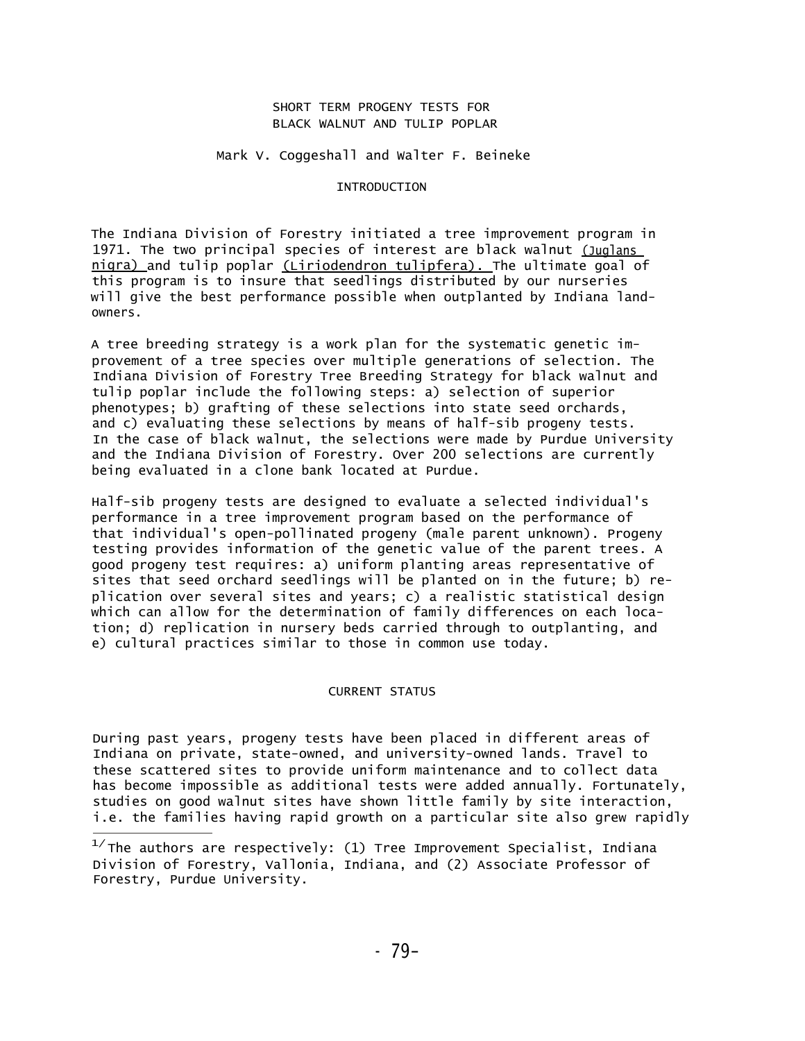# SHORT TERM PROGENY TESTS FOR BLACK WALNUT AND TULIP POPLAR

Mark V. Coggeshall and Walter F. Beineke

## INTRODUCTION

The Indiana Division of Forestry initiated a tree improvement program in 1971. The two principal species of interest are black walnut (*Juglans nigra*) and tulip poplar (*Liriodendron tulipfera*). The ultimate goal of this program is to insure that seedlings distributed by our nurseries will give the best performance possible when outplanted by Indiana landowners.

A tree breeding strategy is a work plan for the systematic genetic improvement of a tree species over multiple generations of selection. The Indiana Division of Forestry Tree Breeding Strategy for black walnut and tulip poplar include the following steps: a) selection of superior phenotypes; b) grafting of these selections into state seed orchards, and c) evaluating these selections by means of half-sib progeny tests. In the case of black walnut, the selections were made by Purdue University and the Indiana Division of Forestry. Over 200 selections are currently being evaluated in a clone bank located at Purdue.

Half-sib progeny tests are designed to evaluate a selected individual's performance in a tree improvement program based on the performance of that individual's open-pollinated progeny (male parent unknown). Progeny testing provides information of the genetic value of the parent trees. A good progeny test requires: a) uniform planting areas representative of sites that seed orchard seedlings will be planted on in the future; b) replication over several sites and years; c) a realistic statistical design which can allow for the determination of family differences on each location; d) replication in nursery beds carried through to outplanting, and e) cultural practices similar to those in common use today.

## CURRENT STATUS

During past years, progeny tests have been placed in different areas of Indiana on private, state-owned, and university-owned lands. Travel to these scattered sites to provide uniform maintenance and to collect data has become impossible as additional tests were added annually. Fortunately, studies on good walnut sites have shown little family by site interaction, i.e. the families having rapid growth on a particular site also grew rapidly

[1] The authors are respectively: (1) Tree Improvement Specialist, Indiana Division of Forestry, Vallonia, Indiana, and (2) Associate Professor of Forestry, Purdue University.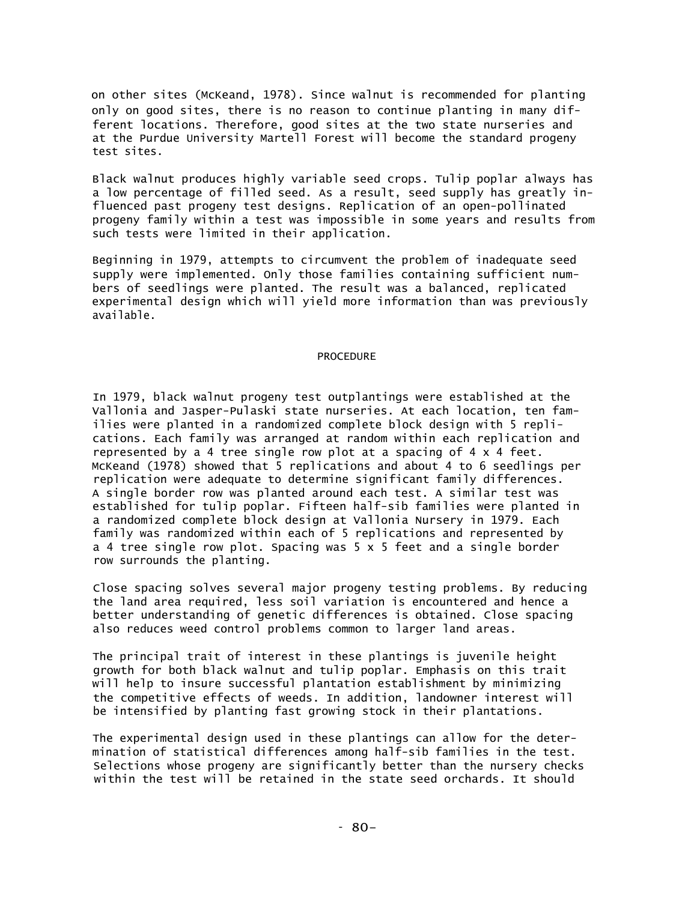on other sites (McKeand, 1978). Since walnut is recommended for planting only on good sites, there is no reason to continue planting in many different locations. Therefore, good sites at the two state nurseries and at the Purdue University Martell Forest will become the standard progeny test sites.

Black walnut produces highly variable seed crops. Tulip poplar always has a low percentage of filled seed. As a result, seed supply has greatly influenced past progeny test designs. Replication of an open-pollinated progeny family within a test was impossible in some years and results from such tests were limited in their application.

Beginning in 1979, attempts to circumvent the problem of inadequate seed supply were implemented. Only those families containing sufficient numbers of seedlings were planted. The result was a balanced, replicated experimental design which will yield more information than was previously available.

## PROCEDURE

In 1979, black walnut progeny test outplantings were established at the Vallonia and Jasper-Pulaski state nurseries. At each location, ten families were planted in a randomized complete block design with 5 replications. Each family was arranged at random within each replication and represented by a 4 tree single row plot at a spacing of 4 x 4 feet. McKeand (1978) showed that 5 replications and about 4 to 6 seedlings per replication were adequate to determine significant family differences. A single border row was planted around each test. A similar test was established for tulip poplar. Fifteen half-sib families were planted in a randomized complete block design at Vallonia Nursery in 1979. Each family was randomized within each of 5 replications and represented by a 4 tree single row plot. Spacing was 5 x 5 feet and a single border row surrounds the planting.

Close spacing solves several major progeny testing problems. By reducing the land area required, less soil variation is encountered and hence a better understanding of genetic differences is obtained. Close spacing also reduces weed control problems common to larger land areas.

The principal trait of interest in these plantings is juvenile height growth for both black walnut and tulip poplar. Emphasis on this trait will help to insure successful plantation establishment by minimizing the competitive effects of weeds. In addition, landowner interest will be intensified by planting fast growing stock in their plantations.

The experimental design used in these plantings can allow for the determination of statistical differences among half-sib families in the test. Selections whose progeny are significantly better than the nursery checks within the test will be retained in the state seed orchards. It should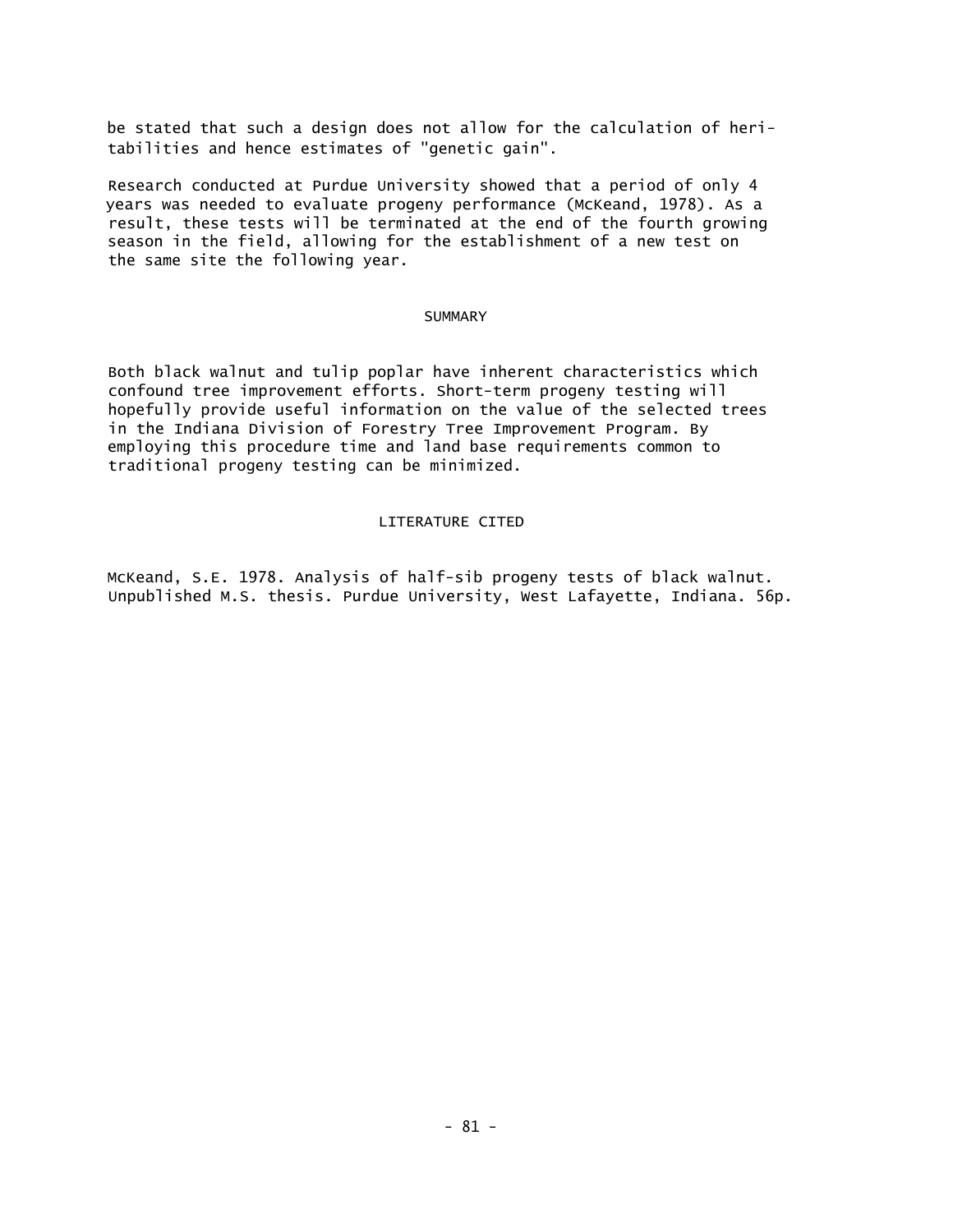be stated that such a design does not allow for the calculation of heritabilities and hence estimates of "genetic gain".

Research conducted at Purdue University showed that a period of only 4 years was needed to evaluate progeny performance (McKeand, 1978). As a result, these tests will be terminated at the end of the fourth growing season in the field, allowing for the establishment of a new test on the same site the following year.

## SUMMARY

Both black walnut and tulip poplar have inherent characteristics which confound tree improvement efforts. Short-term progeny testing will hopefully provide useful information on the value of the selected trees in the Indiana Division of Forestry Tree Improvement Program. By employing this procedure time and land base requirements common to traditional progeny testing can be minimized.

## LITERATURE CITED

McKeand, S.E. 1978. Analysis of half-sib progeny tests of black walnut. Unpublished M.S. thesis. Purdue University, West Lafayette, Indiana. 56p.